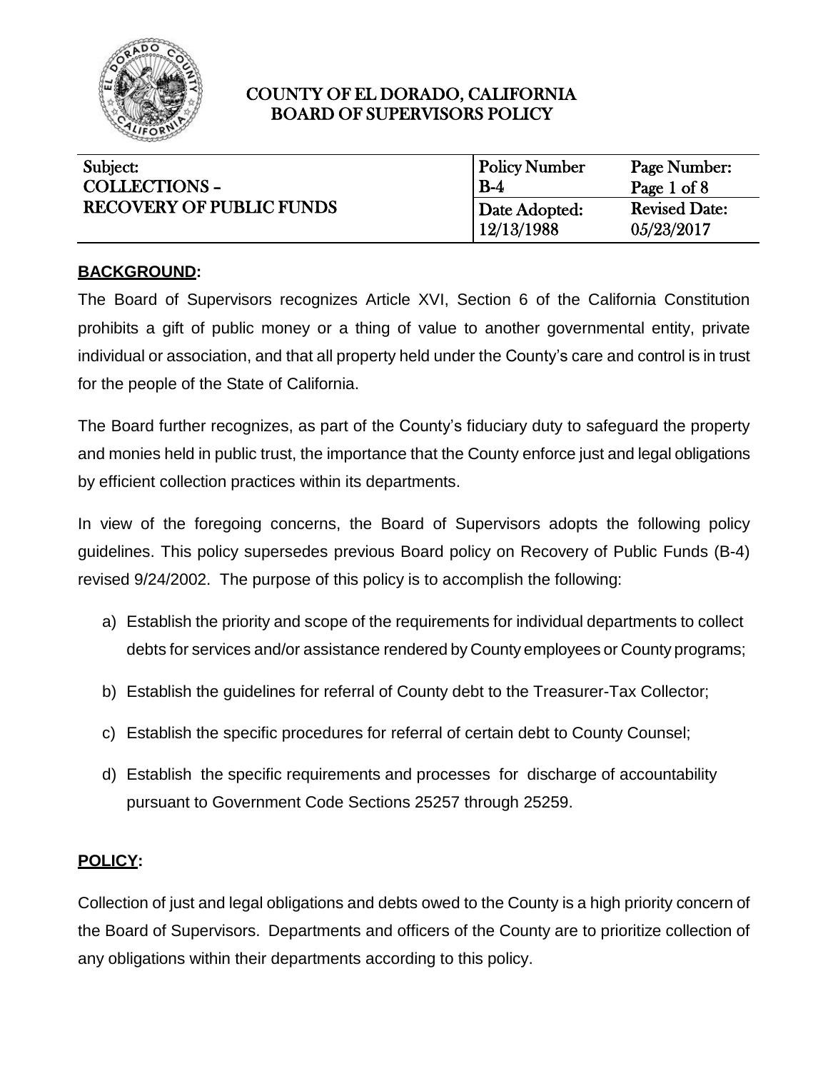# COUNTY OF EL DORADO, CALIFORNIA
## BOARD OF SUPERVISORS POLICY

| Subject: | Policy Number | Page Number: |
|---|---|---|
| COLLECTIONS – RECOVERY OF PUBLIC FUNDS | B-4 | Page 1 of 8 |
| | Date Adopted: 12/13/1988 | Revised Date: 05/23/2017 |

**BACKGROUND:**

The Board of Supervisors recognizes Article XVI, Section 6 of the California Constitution prohibits a gift of public money or a thing of value to another governmental entity, private individual or association, and that all property held under the County's care and control is in trust for the people of the State of California.

The Board further recognizes, as part of the County's fiduciary duty to safeguard the property and monies held in public trust, the importance that the County enforce just and legal obligations by efficient collection practices within its departments.

In view of the foregoing concerns, the Board of Supervisors adopts the following policy guidelines. This policy supersedes previous Board policy on Recovery of Public Funds (B-4) revised 9/24/2002. The purpose of this policy is to accomplish the following:

a) Establish the priority and scope of the requirements for individual departments to collect debts for services and/or assistance rendered by County employees or County programs;

b) Establish the guidelines for referral of County debt to the Treasurer-Tax Collector;

c) Establish the specific procedures for referral of certain debt to County Counsel;

d) Establish the specific requirements and processes for discharge of accountability pursuant to Government Code Sections 25257 through 25259.

**POLICY:**

Collection of just and legal obligations and debts owed to the County is a high priority concern of the Board of Supervisors. Departments and officers of the County are to prioritize collection of any obligations within their departments according to this policy.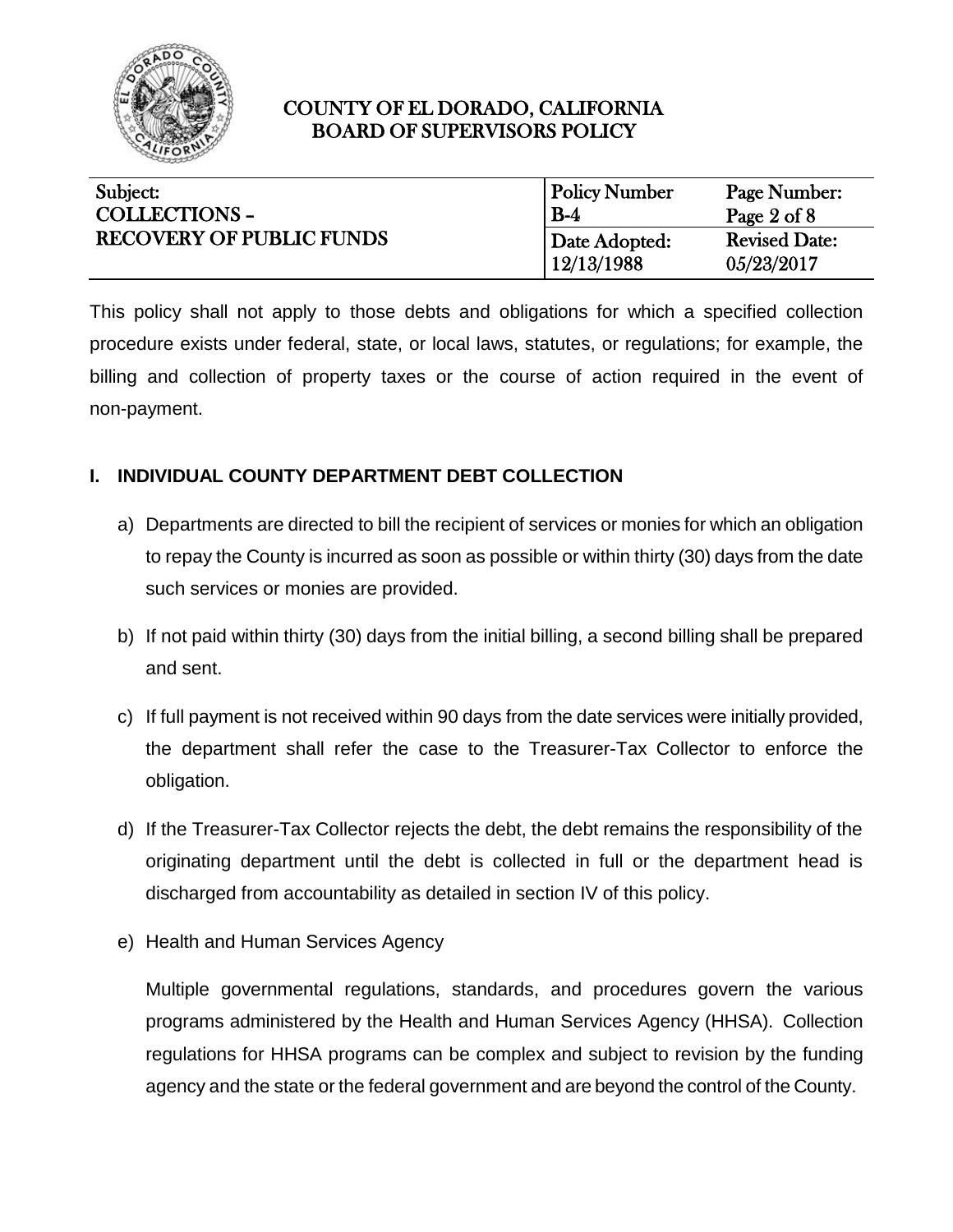This policy shall not apply to those debts and obligations for which a specified collection procedure exists under federal, state, or local laws, statutes, or regulations; for example, the billing and collection of property taxes or the course of action required in the event of non-payment.

## I. INDIVIDUAL COUNTY DEPARTMENT DEBT COLLECTION

a) Departments are directed to bill the recipient of services or monies for which an obligation to repay the County is incurred as soon as possible or within thirty (30) days from the date such services or monies are provided.

b) If not paid within thirty (30) days from the initial billing, a second billing shall be prepared and sent.

c) If full payment is not received within 90 days from the date services were initially provided, the department shall refer the case to the Treasurer-Tax Collector to enforce the obligation.

d) If the Treasurer-Tax Collector rejects the debt, the debt remains the responsibility of the originating department until the debt is collected in full or the department head is discharged from accountability as detailed in section IV of this policy.

e) Health and Human Services Agency

   Multiple governmental regulations, standards, and procedures govern the various programs administered by the Health and Human Services Agency (HHSA). Collection regulations for HHSA programs can be complex and subject to revision by the funding agency and the state or the federal government and are beyond the control of the County.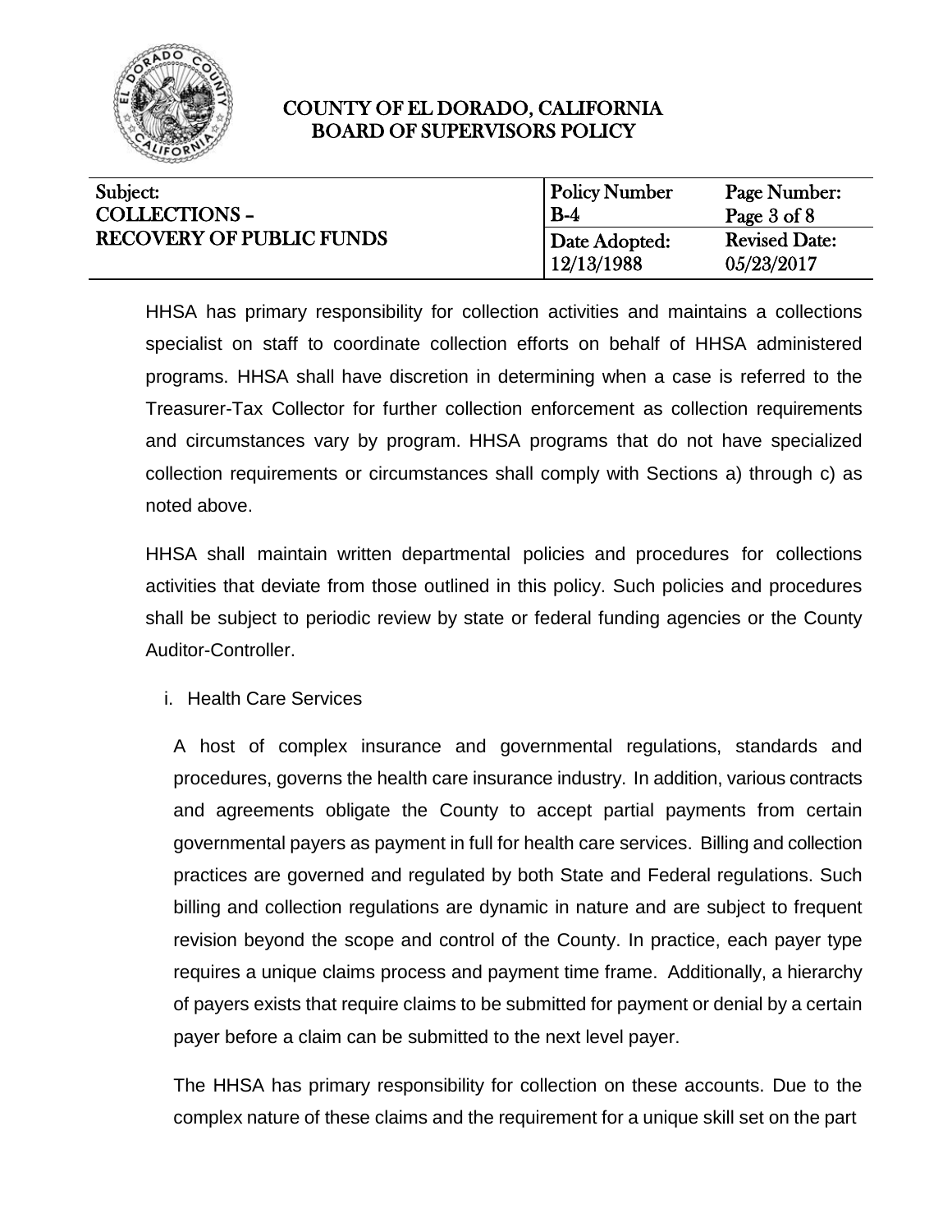HHSA has primary responsibility for collection activities and maintains a collections specialist on staff to coordinate collection efforts on behalf of HHSA administered programs. HHSA shall have discretion in determining when a case is referred to the Treasurer-Tax Collector for further collection enforcement as collection requirements and circumstances vary by program. HHSA programs that do not have specialized collection requirements or circumstances shall comply with Sections a) through c) as noted above.

HHSA shall maintain written departmental policies and procedures for collections activities that deviate from those outlined in this policy. Such policies and procedures shall be subject to periodic review by state or federal funding agencies or the County Auditor-Controller.

i. Health Care Services

A host of complex insurance and governmental regulations, standards and procedures, governs the health care insurance industry. In addition, various contracts and agreements obligate the County to accept partial payments from certain governmental payers as payment in full for health care services. Billing and collection practices are governed and regulated by both State and Federal regulations. Such billing and collection regulations are dynamic in nature and are subject to frequent revision beyond the scope and control of the County. In practice, each payer type requires a unique claims process and payment time frame. Additionally, a hierarchy of payers exists that require claims to be submitted for payment or denial by a certain payer before a claim can be submitted to the next level payer.

The HHSA has primary responsibility for collection on these accounts. Due to the complex nature of these claims and the requirement for a unique skill set on the part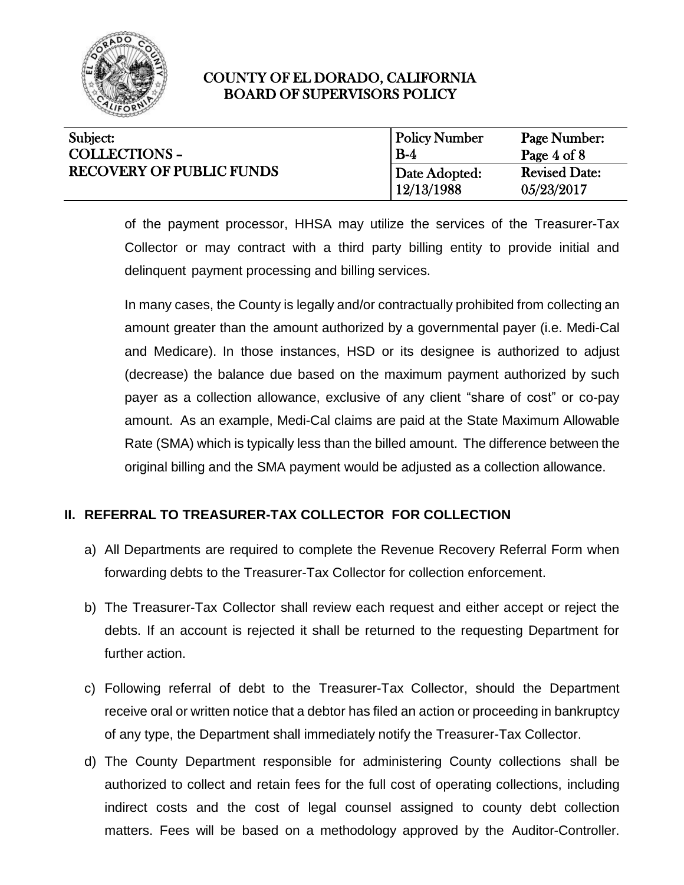of the payment processor, HHSA may utilize the services of the Treasurer-Tax Collector or may contract with a third party billing entity to provide initial and delinquent payment processing and billing services.

In many cases, the County is legally and/or contractually prohibited from collecting an amount greater than the amount authorized by a governmental payer (i.e. Medi-Cal and Medicare). In those instances, HSD or its designee is authorized to adjust (decrease) the balance due based on the maximum payment authorized by such payer as a collection allowance, exclusive of any client "share of cost" or co-pay amount. As an example, Medi-Cal claims are paid at the State Maximum Allowable Rate (SMA) which is typically less than the billed amount. The difference between the original billing and the SMA payment would be adjusted as a collection allowance.

## II. REFERRAL TO TREASURER-TAX COLLECTOR FOR COLLECTION

a) All Departments are required to complete the Revenue Recovery Referral Form when forwarding debts to the Treasurer-Tax Collector for collection enforcement.

b) The Treasurer-Tax Collector shall review each request and either accept or reject the debts. If an account is rejected it shall be returned to the requesting Department for further action.

c) Following referral of debt to the Treasurer-Tax Collector, should the Department receive oral or written notice that a debtor has filed an action or proceeding in bankruptcy of any type, the Department shall immediately notify the Treasurer-Tax Collector.

d) The County Department responsible for administering County collections shall be authorized to collect and retain fees for the full cost of operating collections, including indirect costs and the cost of legal counsel assigned to county debt collection matters. Fees will be based on a methodology approved by the Auditor-Controller.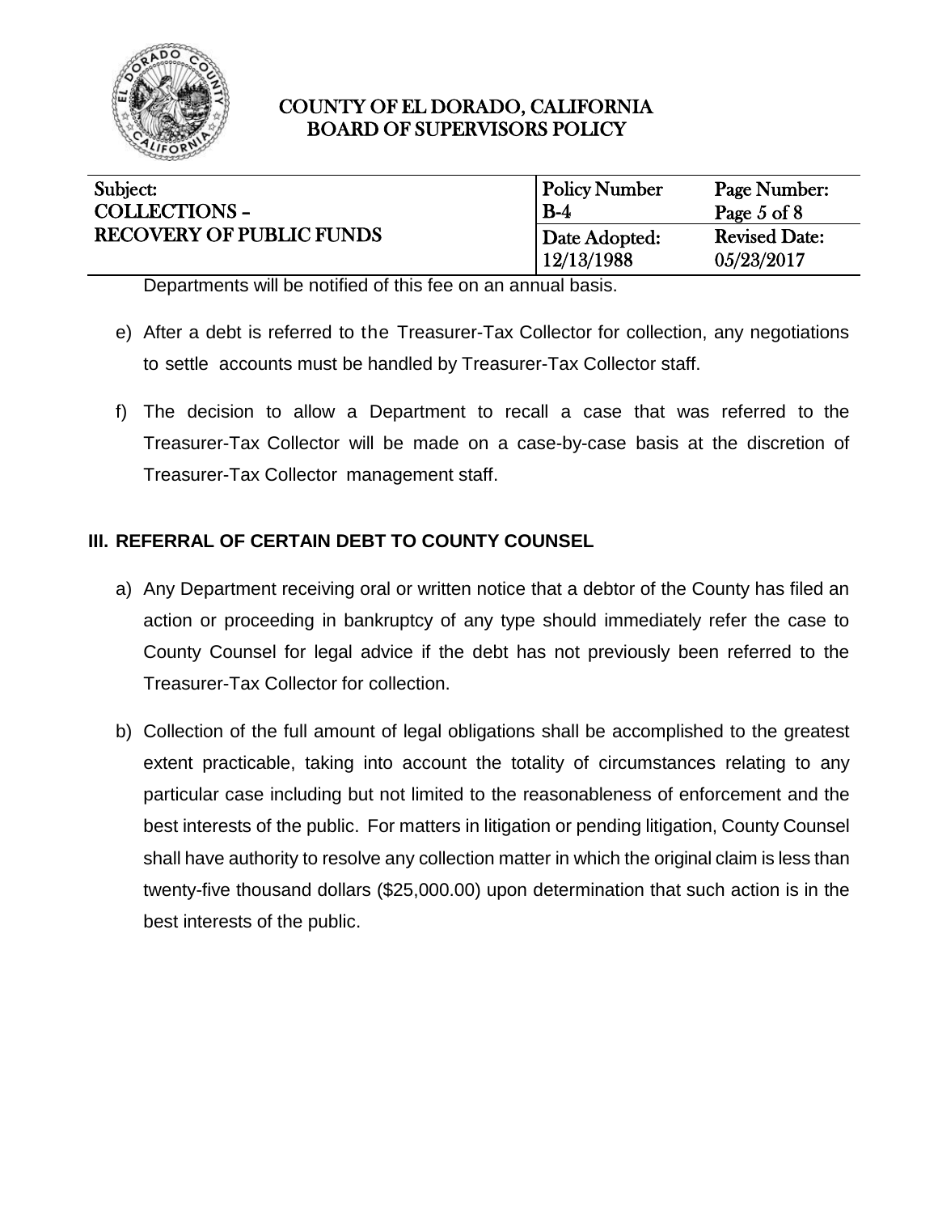Departments will be notified of this fee on an annual basis.

e) After a debt is referred to the Treasurer-Tax Collector for collection, any negotiations to settle accounts must be handled by Treasurer-Tax Collector staff.

f) The decision to allow a Department to recall a case that was referred to the Treasurer-Tax Collector will be made on a case-by-case basis at the discretion of Treasurer-Tax Collector management staff.

## III. REFERRAL OF CERTAIN DEBT TO COUNTY COUNSEL

a) Any Department receiving oral or written notice that a debtor of the County has filed an action or proceeding in bankruptcy of any type should immediately refer the case to County Counsel for legal advice if the debt has not previously been referred to the Treasurer-Tax Collector for collection.

b) Collection of the full amount of legal obligations shall be accomplished to the greatest extent practicable, taking into account the totality of circumstances relating to any particular case including but not limited to the reasonableness of enforcement and the best interests of the public. For matters in litigation or pending litigation, County Counsel shall have authority to resolve any collection matter in which the original claim is less than twenty-five thousand dollars ($25,000.00) upon determination that such action is in the best interests of the public.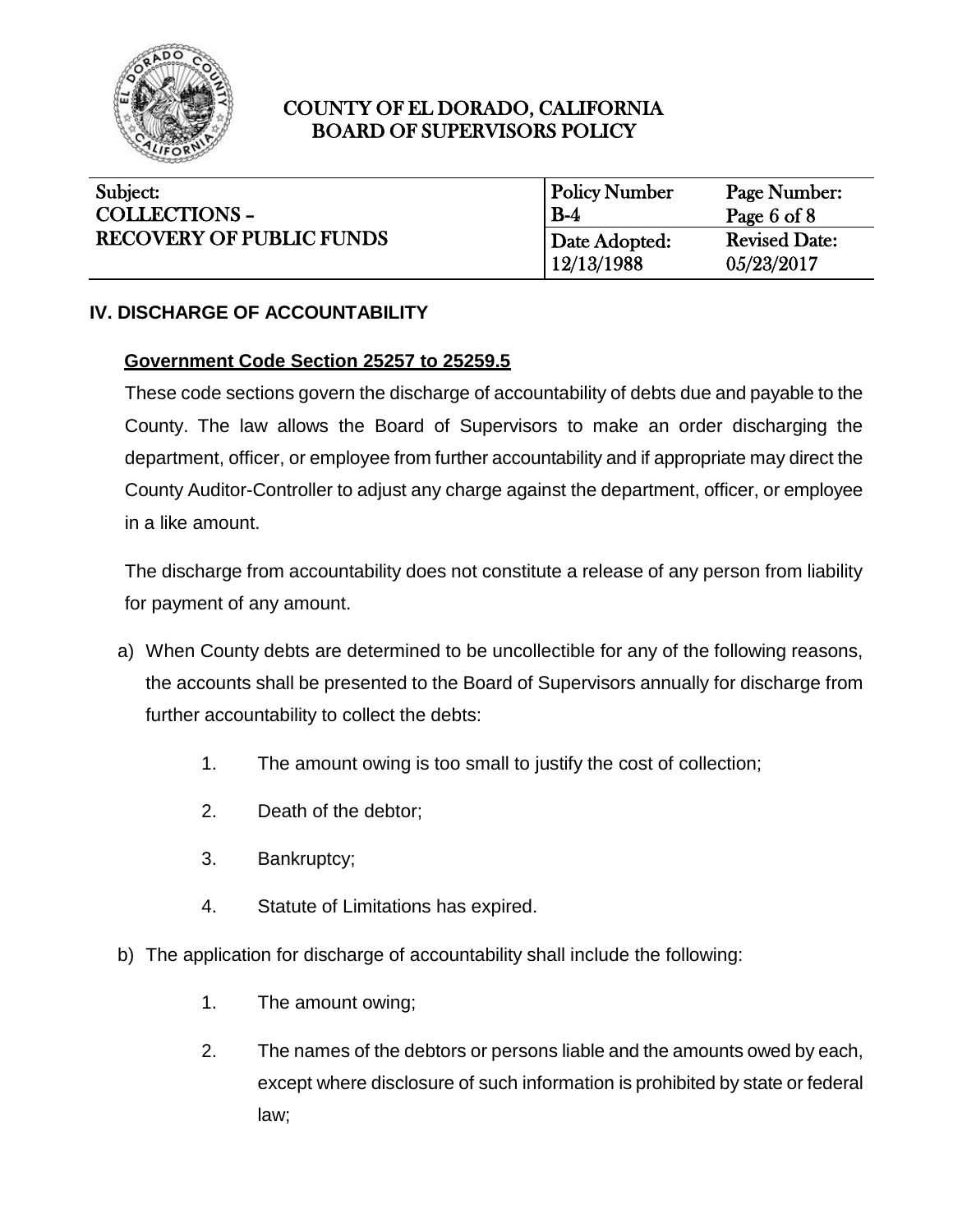## IV. DISCHARGE OF ACCOUNTABILITY

### Government Code Section 25257 to 25259.5

These code sections govern the discharge of accountability of debts due and payable to the County. The law allows the Board of Supervisors to make an order discharging the department, officer, or employee from further accountability and if appropriate may direct the County Auditor-Controller to adjust any charge against the department, officer, or employee in a like amount.

The discharge from accountability does not constitute a release of any person from liability for payment of any amount.

a) When County debts are determined to be uncollectible for any of the following reasons, the accounts shall be presented to the Board of Supervisors annually for discharge from further accountability to collect the debts:

   1. The amount owing is too small to justify the cost of collection;
   2. Death of the debtor;
   3. Bankruptcy;
   4. Statute of Limitations has expired.

b) The application for discharge of accountability shall include the following:

   1. The amount owing;
   2. The names of the debtors or persons liable and the amounts owed by each, except where disclosure of such information is prohibited by state or federal law;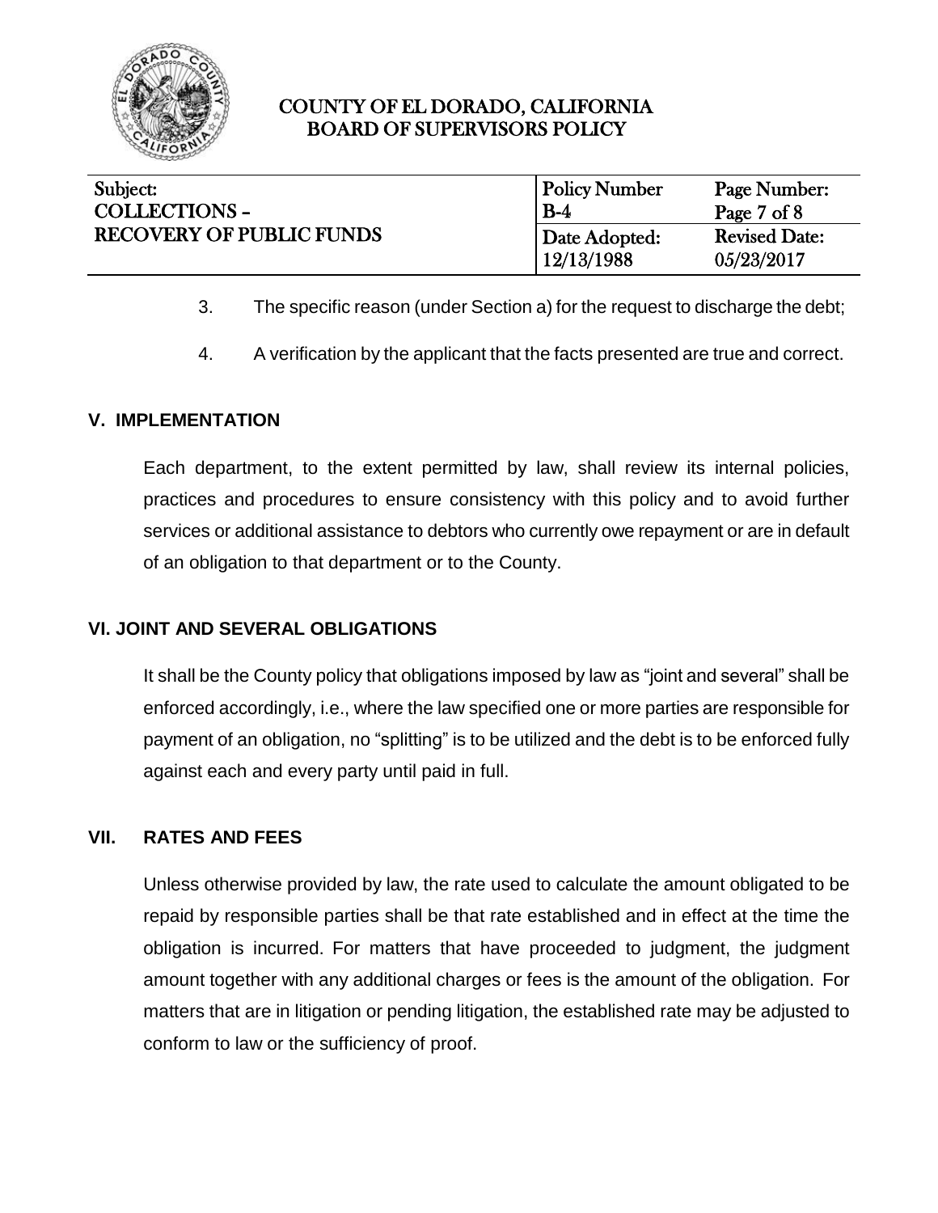3. The specific reason (under Section a) for the request to discharge the debt;

4. A verification by the applicant that the facts presented are true and correct.

## V. IMPLEMENTATION

Each department, to the extent permitted by law, shall review its internal policies, practices and procedures to ensure consistency with this policy and to avoid further services or additional assistance to debtors who currently owe repayment or are in default of an obligation to that department or to the County.

## VI. JOINT AND SEVERAL OBLIGATIONS

It shall be the County policy that obligations imposed by law as "joint and several" shall be enforced accordingly, i.e., where the law specified one or more parties are responsible for payment of an obligation, no "splitting" is to be utilized and the debt is to be enforced fully against each and every party until paid in full.

## VII. RATES AND FEES

Unless otherwise provided by law, the rate used to calculate the amount obligated to be repaid by responsible parties shall be that rate established and in effect at the time the obligation is incurred. For matters that have proceeded to judgment, the judgment amount together with any additional charges or fees is the amount of the obligation. For matters that are in litigation or pending litigation, the established rate may be adjusted to conform to law or the sufficiency of proof.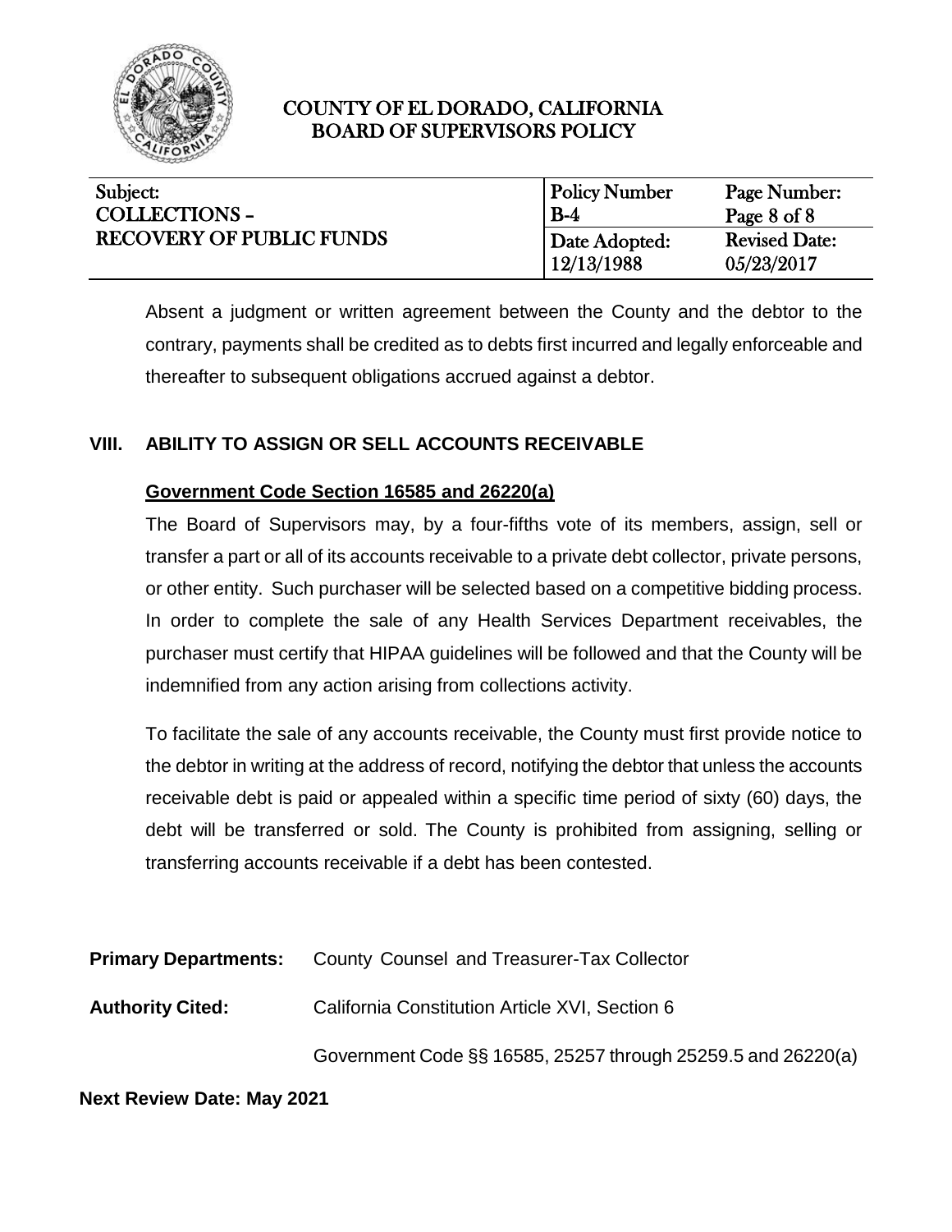Absent a judgment or written agreement between the County and the debtor to the contrary, payments shall be credited as to debts first incurred and legally enforceable and thereafter to subsequent obligations accrued against a debtor.

## VIII. ABILITY TO ASSIGN OR SELL ACCOUNTS RECEIVABLE

**Government Code Section 16585 and 26220(a)**

The Board of Supervisors may, by a four-fifths vote of its members, assign, sell or transfer a part or all of its accounts receivable to a private debt collector, private persons, or other entity. Such purchaser will be selected based on a competitive bidding process. In order to complete the sale of any Health Services Department receivables, the purchaser must certify that HIPAA guidelines will be followed and that the County will be indemnified from any action arising from collections activity.

To facilitate the sale of any accounts receivable, the County must first provide notice to the debtor in writing at the address of record, notifying the debtor that unless the accounts receivable debt is paid or appealed within a specific time period of sixty (60) days, the debt will be transferred or sold. The County is prohibited from assigning, selling or transferring accounts receivable if a debt has been contested.

**Primary Departments:** County Counsel and Treasurer-Tax Collector

**Authority Cited:** California Constitution Article XVI, Section 6

Government Code §§ 16585, 25257 through 25259.5 and 26220(a)

**Next Review Date: May 2021**